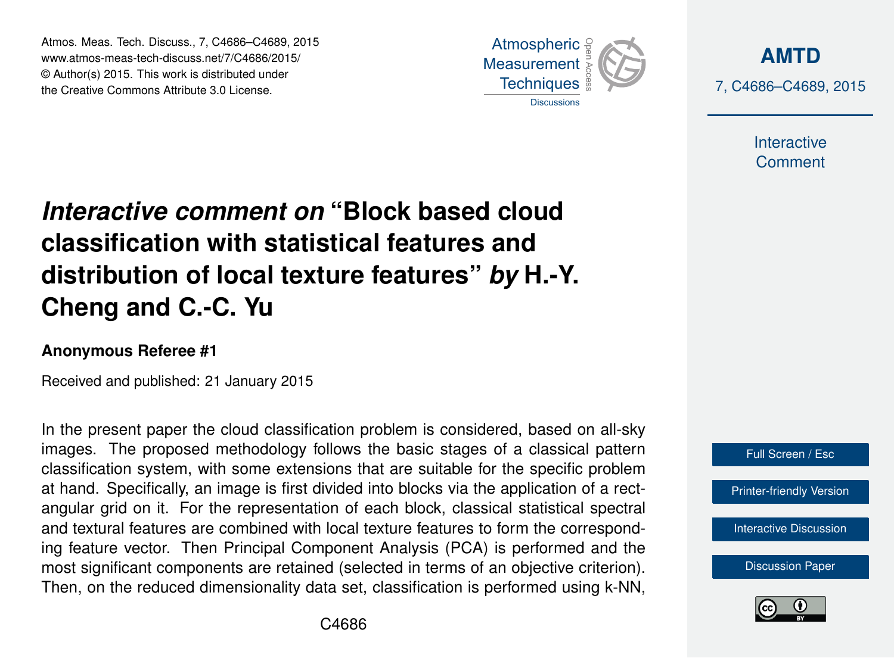# *Interactive comment on* "Block based cloud classification with statistical features and distribution of local texture features" *by* H.-Y. Cheng and C.-C. Yu

**Anonymous Referee #1**

Received and published: 21 January 2015

In the present paper the cloud classification problem is considered, based on all-sky images. The proposed methodology follows the basic stages of a classical pattern classification system, with some extensions that are suitable for the specific problem at hand. Specifically, an image is first divided into blocks via the application of a rectangular grid on it. For the representation of each block, classical statistical spectral and textural features are combined with local texture features to form the corresponding feature vector. Then Principal Component Analysis (PCA) is performed and the most significant components are retained (selected in terms of an objective criterion). Then, on the reduced dimensionality data set, classification is performed using k-NN,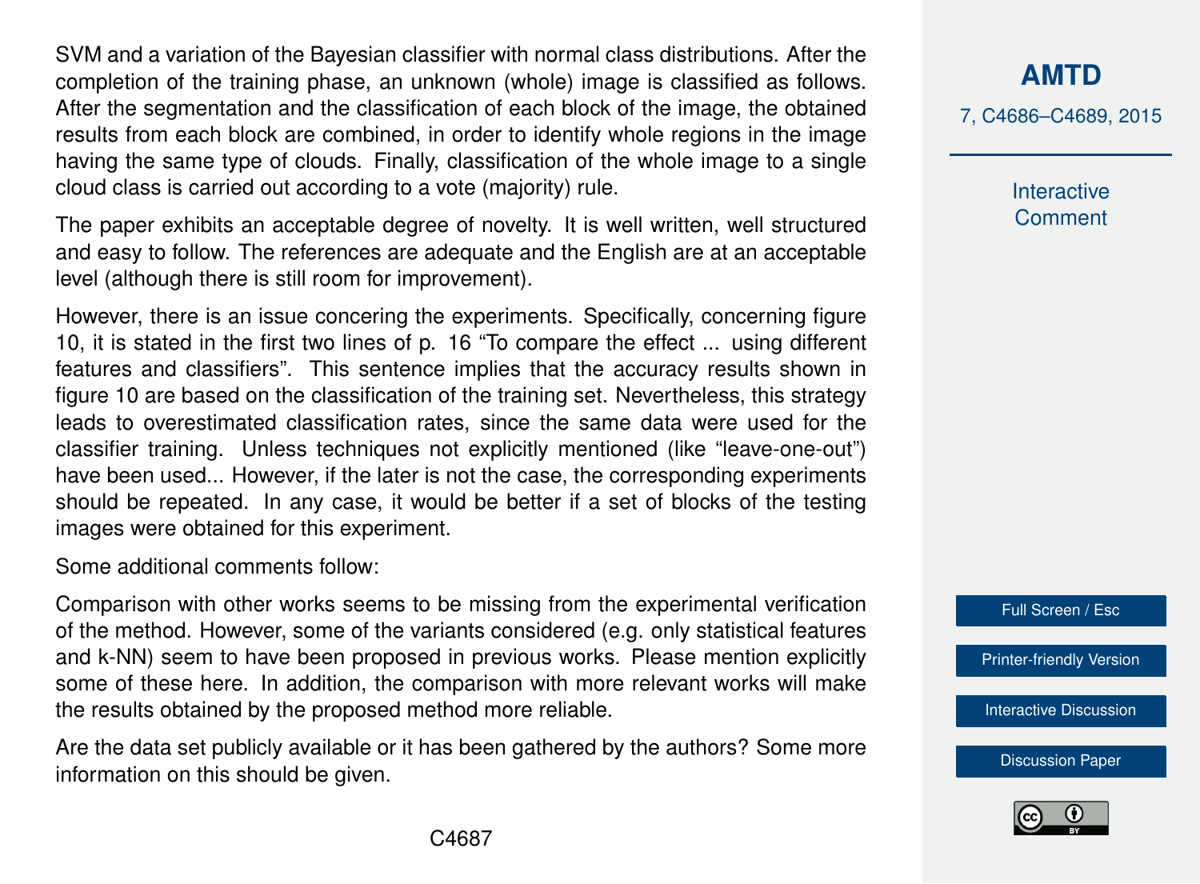SVM and a variation of the Bayesian classifier with normal class distributions. After the completion of the training phase, an unknown (whole) image is classified as follows. After the segmentation and the classification of each block of the image, the obtained results from each block are combined, in order to identify whole regions in the image having the same type of clouds. Finally, classification of the whole image to a single cloud class is carried out according to a vote (majority) rule.

The paper exhibits an acceptable degree of novelty. It is well written, well structured and easy to follow. The references are adequate and the English are at an acceptable level (although there is still room for improvement).

However, there is an issue concering the experiments. Specifically, concerning figure 10, it is stated in the first two lines of p. 16 "To compare the effect ... using different features and classifiers". This sentence implies that the accuracy results shown in figure 10 are based on the classification of the training set. Nevertheless, this strategy leads to overestimated classification rates, since the same data were used for the classifier training. Unless techniques not explicitly mentioned (like "leave-one-out") have been used... However, if the later is not the case, the corresponding experiments should be repeated. In any case, it would be better if a set of blocks of the testing images were obtained for this experiment.

Some additional comments follow:

Comparison with other works seems to be missing from the experimental verification of the method. However, some of the variants considered (e.g. only statistical features and k-NN) seem to have been proposed in previous works. Please mention explicitly some of these here. In addition, the comparison with more relevant works will make the results obtained by the proposed method more reliable.

Are the data set publicly available or it has been gathered by the authors? Some more information on this should be given.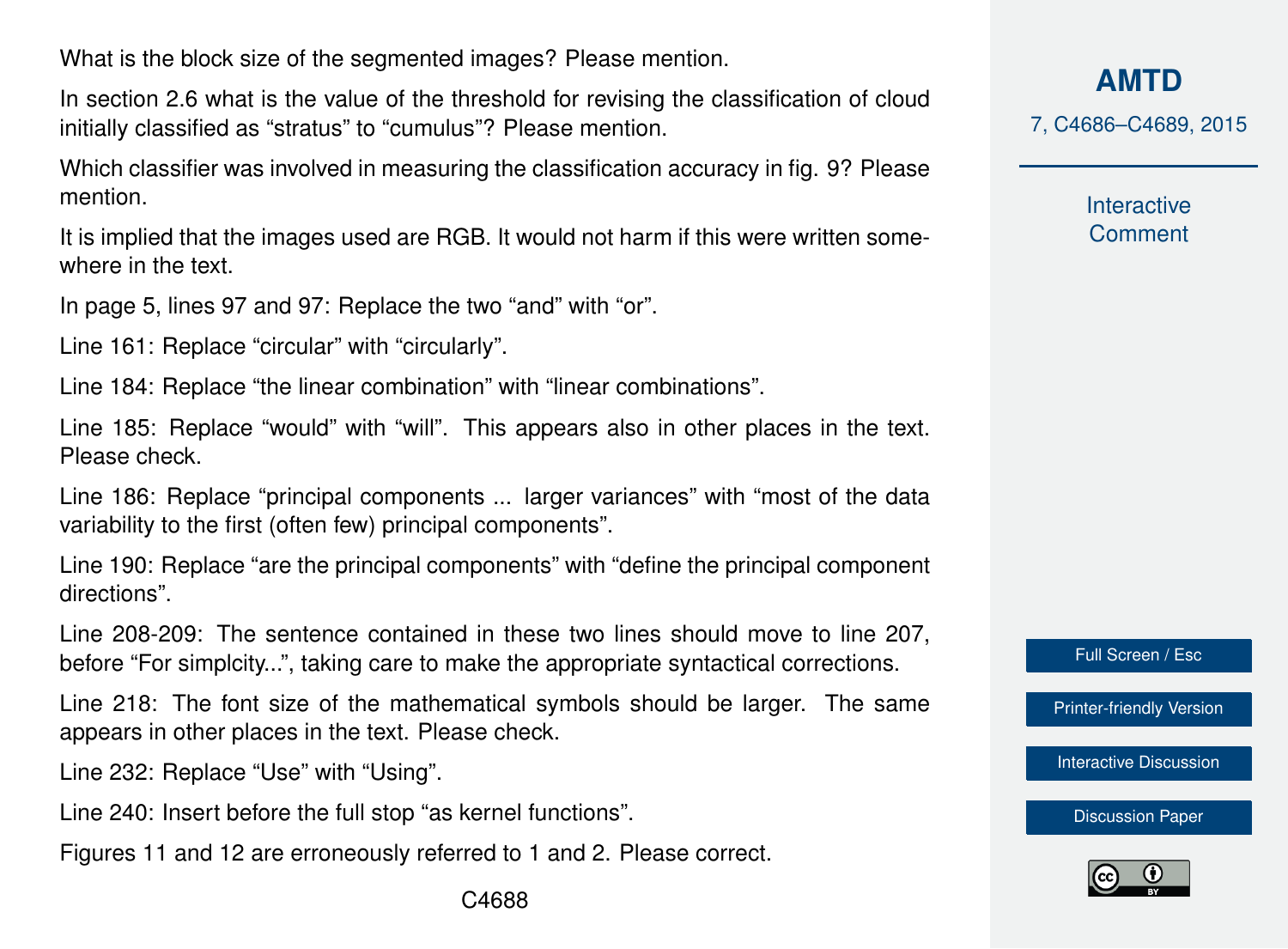What is the block size of the segmented images? Please mention.

In section 2.6 what is the value of the threshold for revising the classification of cloud initially classified as "stratus" to "cumulus"? Please mention.

Which classifier was involved in measuring the classification accuracy in fig. 9? Please mention.

It is implied that the images used are RGB. It would not harm if this were written somewhere in the text.

In page 5, lines 97 and 97: Replace the two "and" with "or".

Line 161: Replace "circular" with "circularly".

Line 184: Replace "the linear combination" with "linear combinations".

Line 185: Replace "would" with "will". This appears also in other places in the text. Please check.

Line 186: Replace "principal components ... larger variances" with "most of the data variability to the first (often few) principal components".

Line 190: Replace "are the principal components" with "define the principal component directions".

Line 208-209: The sentence contained in these two lines should move to line 207, before "For simplcity...", taking care to make the appropriate syntactical corrections.

Line 218: The font size of the mathematical symbols should be larger. The same appears in other places in the text. Please check.

Line 232: Replace "Use" with "Using".

Line 240: Insert before the full stop "as kernel functions".

Figures 11 and 12 are erroneously referred to 1 and 2. Please correct.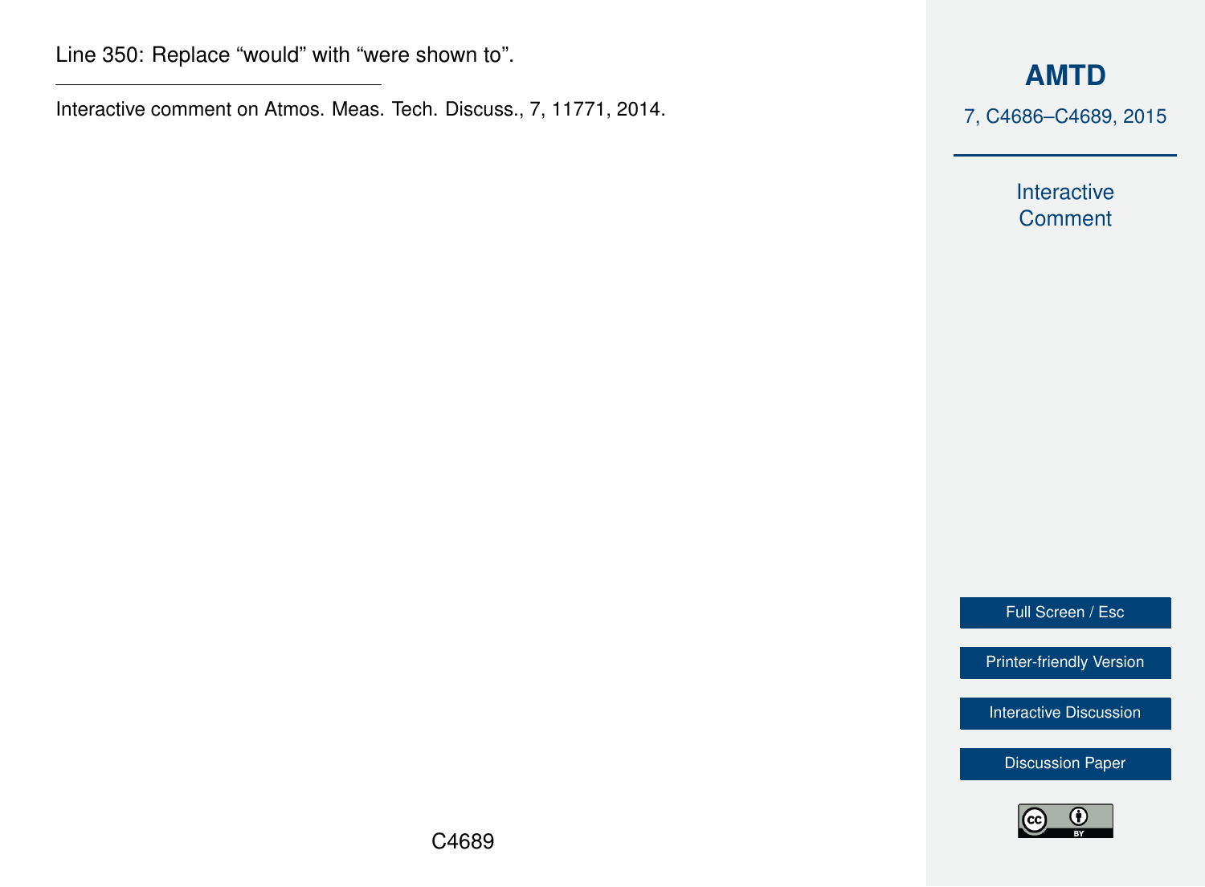Line 350: Replace "would" with "were shown to".

---

Interactive comment on Atmos. Meas. Tech. Discuss., 7, 11771, 2014.